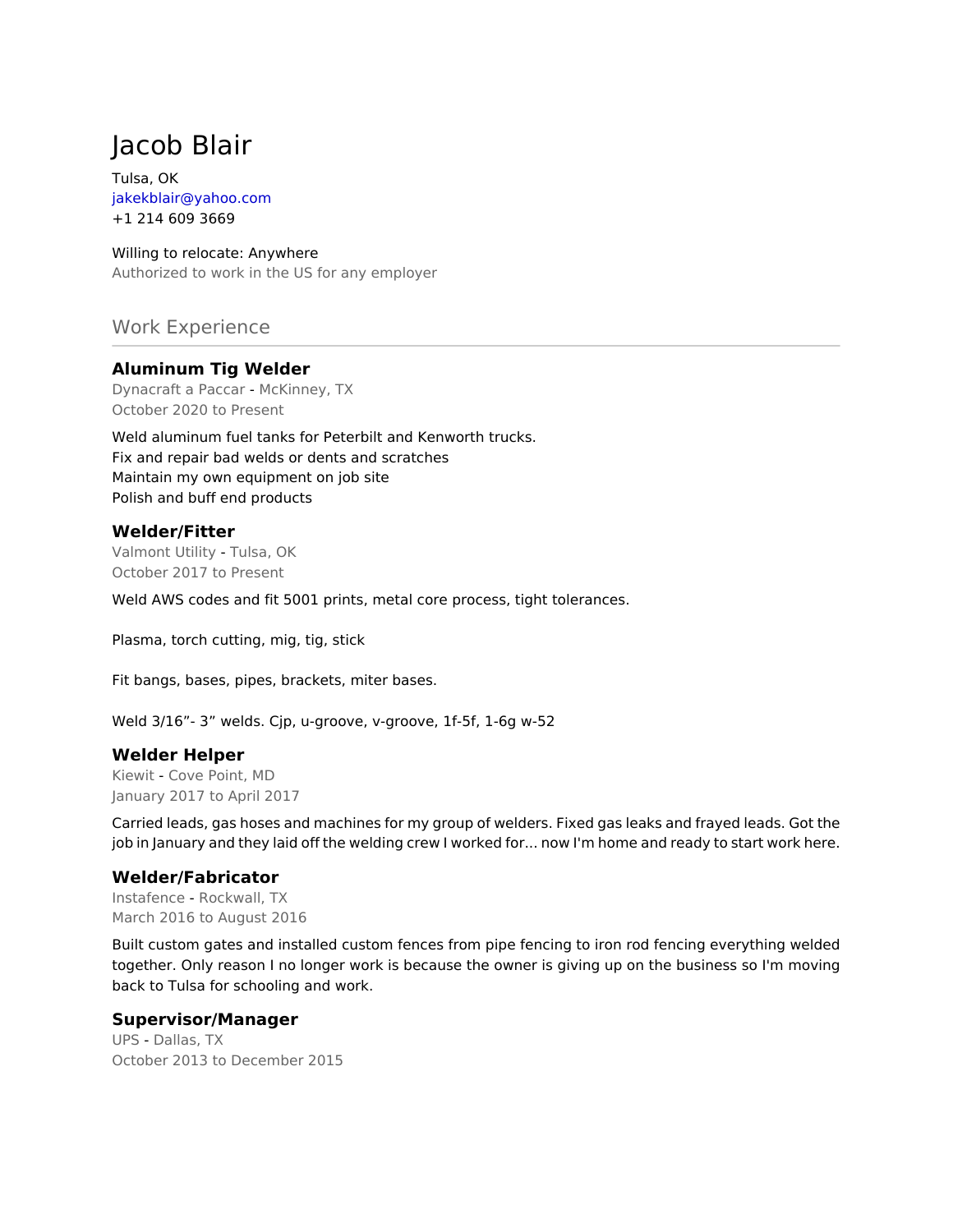# Jacob Blair

Tulsa, OK
jakekblair@yahoo.com
+1 214 609 3669

Willing to relocate: Anywhere
Authorized to work in the US for any employer

## Work Experience

### Aluminum Tig Welder

Dynacraft a Paccar - McKinney, TX
October 2020 to Present

Weld aluminum fuel tanks for Peterbilt and Kenworth trucks.
Fix and repair bad welds or dents and scratches
Maintain my own equipment on job site
Polish and buff end products

### Welder/Fitter

Valmont Utility - Tulsa, OK
October 2017 to Present

Weld AWS codes and fit 5001 prints, metal core process, tight tolerances.

Plasma, torch cutting, mig, tig, stick

Fit bangs, bases, pipes, brackets, miter bases.

Weld 3/16”- 3” welds. Cjp, u-groove, v-groove, 1f-5f, 1-6g w-52

### Welder Helper

Kiewit - Cove Point, MD
January 2017 to April 2017

Carried leads, gas hoses and machines for my group of welders. Fixed gas leaks and frayed leads. Got the job in January and they laid off the welding crew I worked for... now I'm home and ready to start work here.

### Welder/Fabricator

Instafence - Rockwall, TX
March 2016 to August 2016

Built custom gates and installed custom fences from pipe fencing to iron rod fencing everything welded together. Only reason I no longer work is because the owner is giving up on the business so I'm moving back to Tulsa for schooling and work.

### Supervisor/Manager

UPS - Dallas, TX
October 2013 to December 2015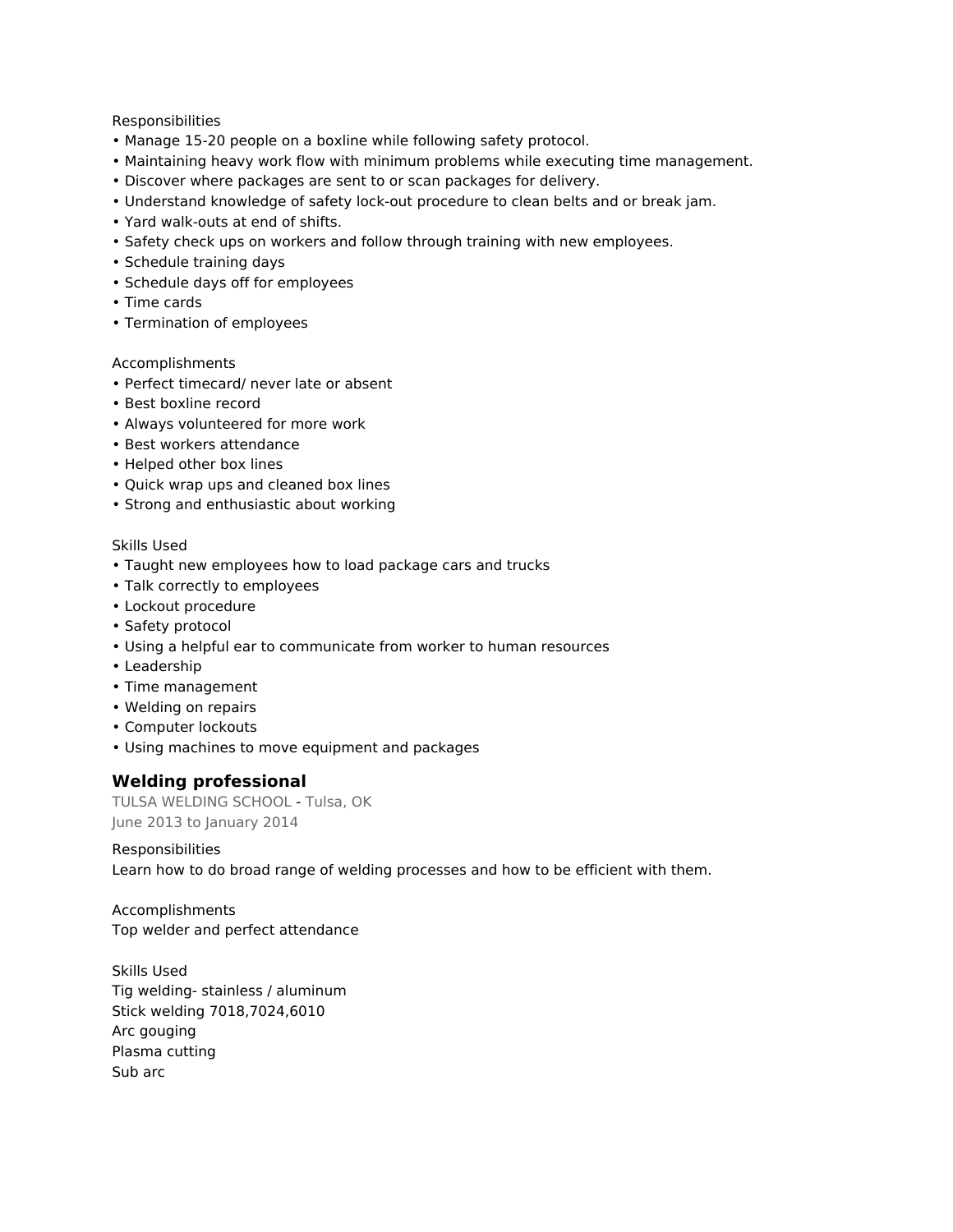Responsibilities

- Manage 15-20 people on a boxline while following safety protocol.
- Maintaining heavy work flow with minimum problems while executing time management.
- Discover where packages are sent to or scan packages for delivery.
- Understand knowledge of safety lock-out procedure to clean belts and or break jam.
- Yard walk-outs at end of shifts.
- Safety check ups on workers and follow through training with new employees.
- Schedule training days
- Schedule days off for employees
- Time cards
- Termination of employees

Accomplishments

- Perfect timecard/ never late or absent
- Best boxline record
- Always volunteered for more work
- Best workers attendance
- Helped other box lines
- Quick wrap ups and cleaned box lines
- Strong and enthusiastic about working

Skills Used

- Taught new employees how to load package cars and trucks
- Talk correctly to employees
- Lockout procedure
- Safety protocol
- Using a helpful ear to communicate from worker to human resources
- Leadership
- Time management
- Welding on repairs
- Computer lockouts
- Using machines to move equipment and packages

### Welding professional

TULSA WELDING SCHOOL - Tulsa, OK
June 2013 to January 2014

Responsibilities
Learn how to do broad range of welding processes and how to be efficient with them.

Accomplishments
Top welder and perfect attendance

Skills Used
Tig welding- stainless / aluminum
Stick welding 7018,7024,6010
Arc gouging
Plasma cutting
Sub arc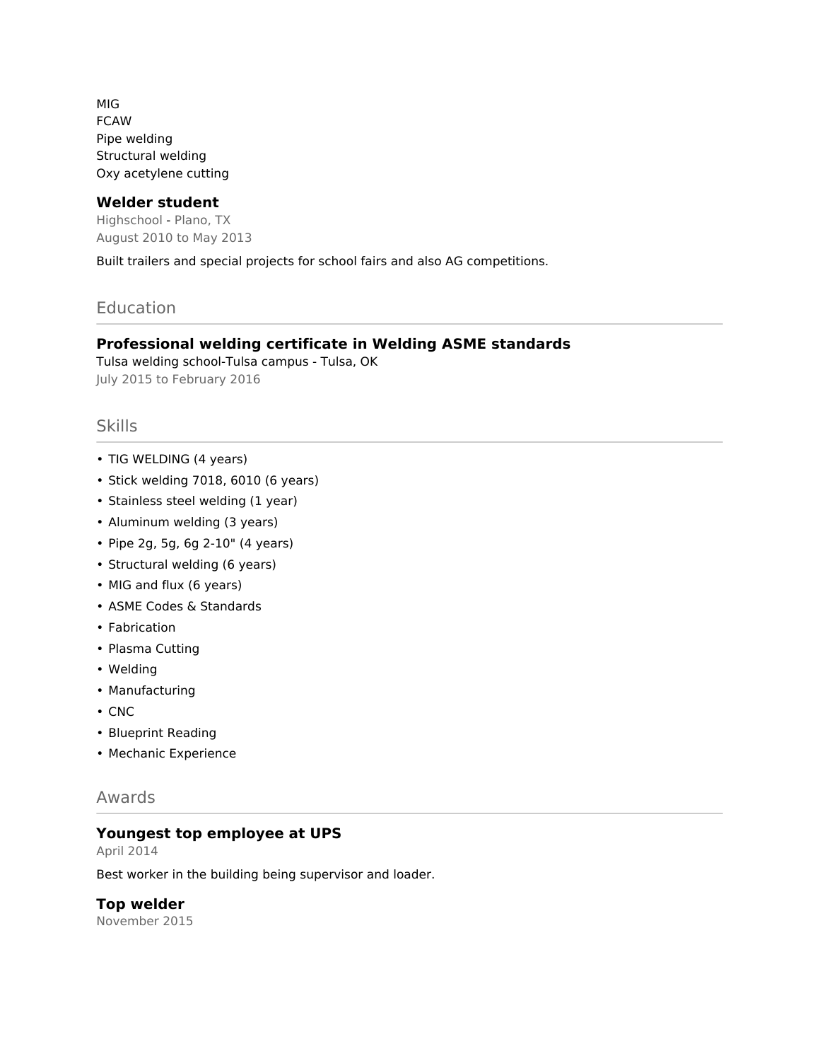MIG
FCAW
Pipe welding
Structural welding
Oxy acetylene cutting

### Welder student

Highschool - Plano, TX
August 2010 to May 2013

Built trailers and special projects for school fairs and also AG competitions.

## Education

### Professional welding certificate in Welding ASME standards

Tulsa welding school-Tulsa campus - Tulsa, OK
July 2015 to February 2016

## Skills

- TIG WELDING (4 years)
- Stick welding 7018, 6010 (6 years)
- Stainless steel welding (1 year)
- Aluminum welding (3 years)
- Pipe 2g, 5g, 6g 2-10" (4 years)
- Structural welding (6 years)
- MIG and flux (6 years)
- ASME Codes & Standards
- Fabrication
- Plasma Cutting
- Welding
- Manufacturing
- CNC
- Blueprint Reading
- Mechanic Experience

## Awards

### Youngest top employee at UPS

April 2014

Best worker in the building being supervisor and loader.

### Top welder

November 2015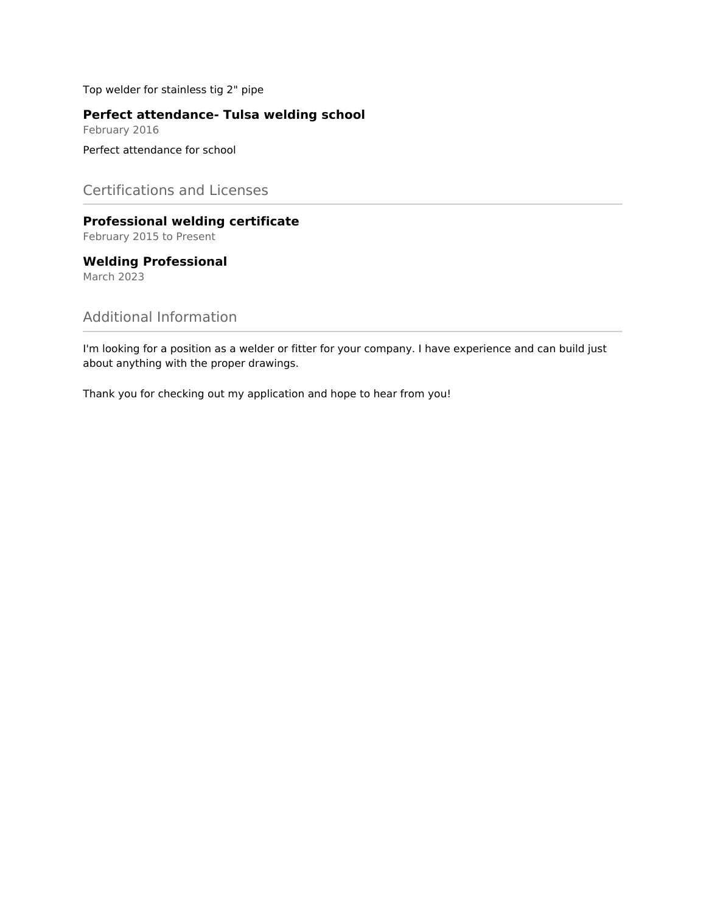Top welder for stainless tig 2" pipe

### Perfect attendance- Tulsa welding school
February 2016

Perfect attendance for school

## Certifications and Licenses

### Professional welding certificate
February 2015 to Present

### Welding Professional
March 2023

## Additional Information

I'm looking for a position as a welder or fitter for your company. I have experience and can build just about anything with the proper drawings.

Thank you for checking out my application and hope to hear from you!